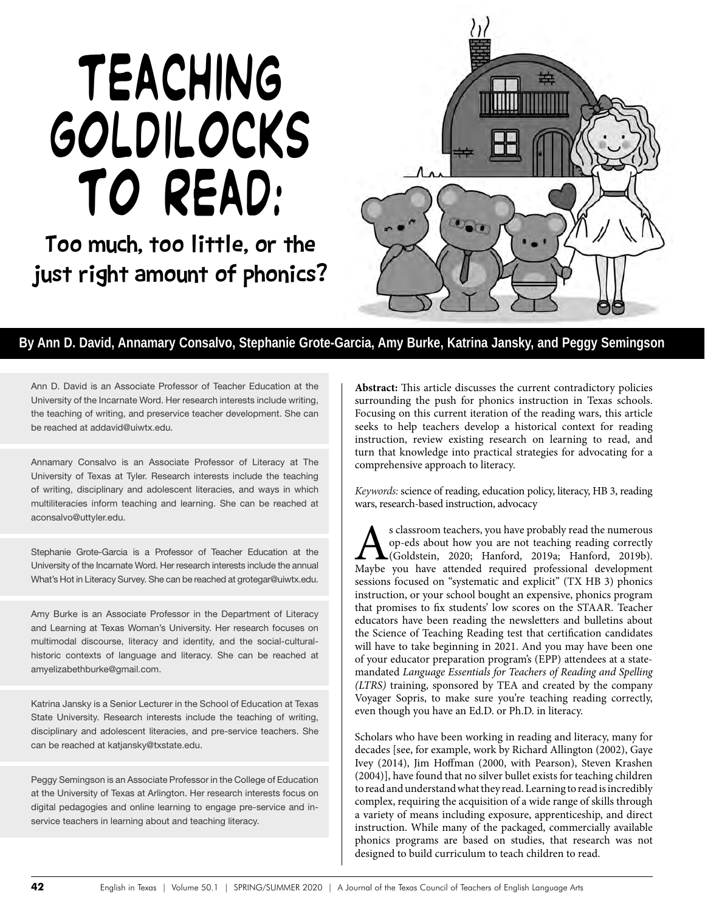# TEACHING GOLDILOCKS TO READ:

## Too much, too little, or the just right amount of phonics?

**By Ann D. David, Annamary Consalvo, Stephanie Grote-Garcia, Amy Burke, Katrina Jansky, and Peggy Semingson**

Ann D. David is an Associate Professor of Teacher Education at the University of the Incarnate Word. Her research interests include writing, the teaching of writing, and preservice teacher development. She can be reached at addavid@uiwtx.edu.

Annamary Consalvo is an Associate Professor of Literacy at The University of Texas at Tyler. Research interests include the teaching of writing, disciplinary and adolescent literacies, and ways in which multiliteracies inform teaching and learning. She can be reached at aconsalvo@uttyler.edu.

Stephanie Grote-Garcia is a Professor of Teacher Education at the University of the Incarnate Word. Her research interests include the annual What's Hot in Literacy Survey. She can be reached at grotegar@uiwtx.edu.

Amy Burke is an Associate Professor in the Department of Literacy and Learning at Texas Woman's University. Her research focuses on multimodal discourse, literacy and identity, and the social-cultural-historic contexts of language and literacy. She can be reached at amyelizabethburke@gmail.com.

Katrina Jansky is a Senior Lecturer in the School of Education at Texas State University. Research interests include the teaching of writing, disciplinary and adolescent literacies, and pre-service teachers. She can be reached at katjansky@txstate.edu.

Peggy Semingson is an Associate Professor in the College of Education at the University of Texas at Arlington. Her research interests focus on digital pedagogies and online learning to engage pre-service and in-service teachers in learning about and teaching literacy.

**Abstract:** This article discusses the current contradictory policies surrounding the push for phonics instruction in Texas schools. Focusing on this current iteration of the reading wars, this article seeks to help teachers develop a historical context for reading instruction, review existing research on learning to read, and turn that knowledge into practical strategies for advocating for a comprehensive approach to literacy.

*Keywords:* science of reading, education policy, literacy, HB 3, reading wars, research-based instruction, advocacy

As classroom teachers, you have probably read the numerous op-eds about how you are not teaching reading correctly (Goldstein, 2020; Hanford, 2019a; Hanford, 2019b). Maybe you have attended required professional development sessions focused on "systematic and explicit" (TX HB 3) phonics instruction, or your school bought an expensive, phonics program that promises to fix students' low scores on the STAAR. Teacher educators have been reading the newsletters and bulletins about the Science of Teaching Reading test that certification candidates will have to take beginning in 2021. And you may have been one of your educator preparation program's (EPP) attendees at a state-mandated *Language Essentials for Teachers of Reading and Spelling (LTRS)* training, sponsored by TEA and created by the company Voyager Sopris, to make sure you're teaching reading correctly, even though you have an Ed.D. or Ph.D. in literacy.

Scholars who have been working in reading and literacy, many for decades [see, for example, work by Richard Allington (2002), Gaye Ivey (2014), Jim Hoffman (2000, with Pearson), Steven Krashen (2004)], have found that no silver bullet exists for teaching children to read and understand what they read. Learning to read is incredibly complex, requiring the acquisition of a wide range of skills through a variety of means including exposure, apprenticeship, and direct instruction. While many of the packaged, commercially available phonics programs are based on studies, that research was not designed to build curriculum to teach children to read.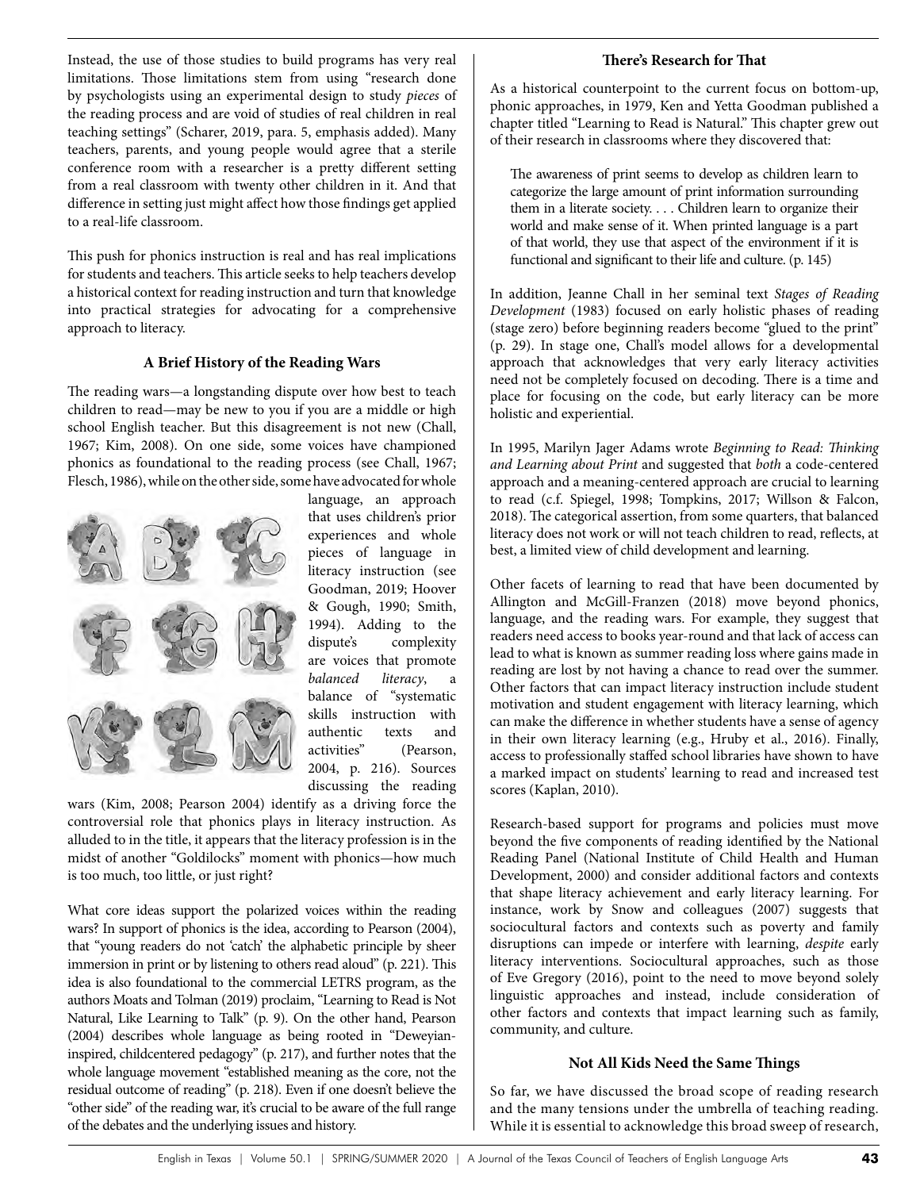Instead, the use of those studies to build programs has very real limitations. Those limitations stem from using "research done by psychologists using an experimental design to study *pieces* of the reading process and are void of studies of real children in real teaching settings" (Scharer, 2019, para. 5, emphasis added). Many teachers, parents, and young people would agree that a sterile conference room with a researcher is a pretty different setting from a real classroom with twenty other children in it. And that difference in setting just might affect how those findings get applied to a real-life classroom.

This push for phonics instruction is real and has real implications for students and teachers. This article seeks to help teachers develop a historical context for reading instruction and turn that knowledge into practical strategies for advocating for a comprehensive approach to literacy.

## A Brief History of the Reading Wars

The reading wars—a longstanding dispute over how best to teach children to read—may be new to you if you are a middle or high school English teacher. But this disagreement is not new (Chall, 1967; Kim, 2008). On one side, some voices have championed phonics as foundational to the reading process (see Chall, 1967; Flesch, 1986), while on the other side, some have advocated for whole language, an approach that uses children's prior experiences and whole pieces of language in literacy instruction (see Goodman, 2019; Hoover & Gough, 1990; Smith, 1994). Adding to the dispute's complexity are voices that promote *balanced literacy*, a balance of "systematic skills instruction with authentic texts and activities" (Pearson, 2004, p. 216). Sources discussing the reading wars (Kim, 2008; Pearson 2004) identify as a driving force the controversial role that phonics plays in literacy instruction. As alluded to in the title, it appears that the literacy profession is in the midst of another "Goldilocks" moment with phonics—how much is too much, too little, or just right?

What core ideas support the polarized voices within the reading wars? In support of phonics is the idea, according to Pearson (2004), that "young readers do not 'catch' the alphabetic principle by sheer immersion in print or by listening to others read aloud" (p. 221). This idea is also foundational to the commercial LETRS program, as the authors Moats and Tolman (2019) proclaim, "Learning to Read is Not Natural, Like Learning to Talk" (p. 9). On the other hand, Pearson (2004) describes whole language as being rooted in "Deweyian-inspired, childcentered pedagogy" (p. 217), and further notes that the whole language movement "established meaning as the core, not the residual outcome of reading" (p. 218). Even if one doesn't believe the "other side" of the reading war, it's crucial to be aware of the full range of the debates and the underlying issues and history.

## There's Research for That

As a historical counterpoint to the current focus on bottom-up, phonic approaches, in 1979, Ken and Yetta Goodman published a chapter titled "Learning to Read is Natural." This chapter grew out of their research in classrooms where they discovered that:

> The awareness of print seems to develop as children learn to categorize the large amount of print information surrounding them in a literate society. . . . Children learn to organize their world and make sense of it. When printed language is a part of that world, they use that aspect of the environment if it is functional and significant to their life and culture. (p. 145)

In addition, Jeanne Chall in her seminal text *Stages of Reading Development* (1983) focused on early holistic phases of reading (stage zero) before beginning readers become "glued to the print" (p. 29). In stage one, Chall's model allows for a developmental approach that acknowledges that very early literacy activities need not be completely focused on decoding. There is a time and place for focusing on the code, but early literacy can be more holistic and experiential.

In 1995, Marilyn Jager Adams wrote *Beginning to Read: Thinking and Learning about Print* and suggested that *both* a code-centered approach and a meaning-centered approach are crucial to learning to read (c.f. Spiegel, 1998; Tompkins, 2017; Willson & Falcon, 2018). The categorical assertion, from some quarters, that balanced literacy does not work or will not teach children to read, reflects, at best, a limited view of child development and learning.

Other facets of learning to read that have been documented by Allington and McGill-Franzen (2018) move beyond phonics, language, and the reading wars. For example, they suggest that readers need access to books year-round and that lack of access can lead to what is known as summer reading loss where gains made in reading are lost by not having a chance to read over the summer. Other factors that can impact literacy instruction include student motivation and student engagement with literacy learning, which can make the difference in whether students have a sense of agency in their own literacy learning (e.g., Hruby et al., 2016). Finally, access to professionally staffed school libraries have shown to have a marked impact on students' learning to read and increased test scores (Kaplan, 2010).

Research-based support for programs and policies must move beyond the five components of reading identified by the National Reading Panel (National Institute of Child Health and Human Development, 2000) and consider additional factors and contexts that shape literacy achievement and early literacy learning. For instance, work by Snow and colleagues (2007) suggests that sociocultural factors and contexts such as poverty and family disruptions can impede or interfere with learning, *despite* early literacy interventions. Sociocultural approaches, such as those of Eve Gregory (2016), point to the need to move beyond solely linguistic approaches and instead, include consideration of other factors and contexts that impact learning such as family, community, and culture.

## Not All Kids Need the Same Things

So far, we have discussed the broad scope of reading research and the many tensions under the umbrella of teaching reading. While it is essential to acknowledge this broad sweep of research,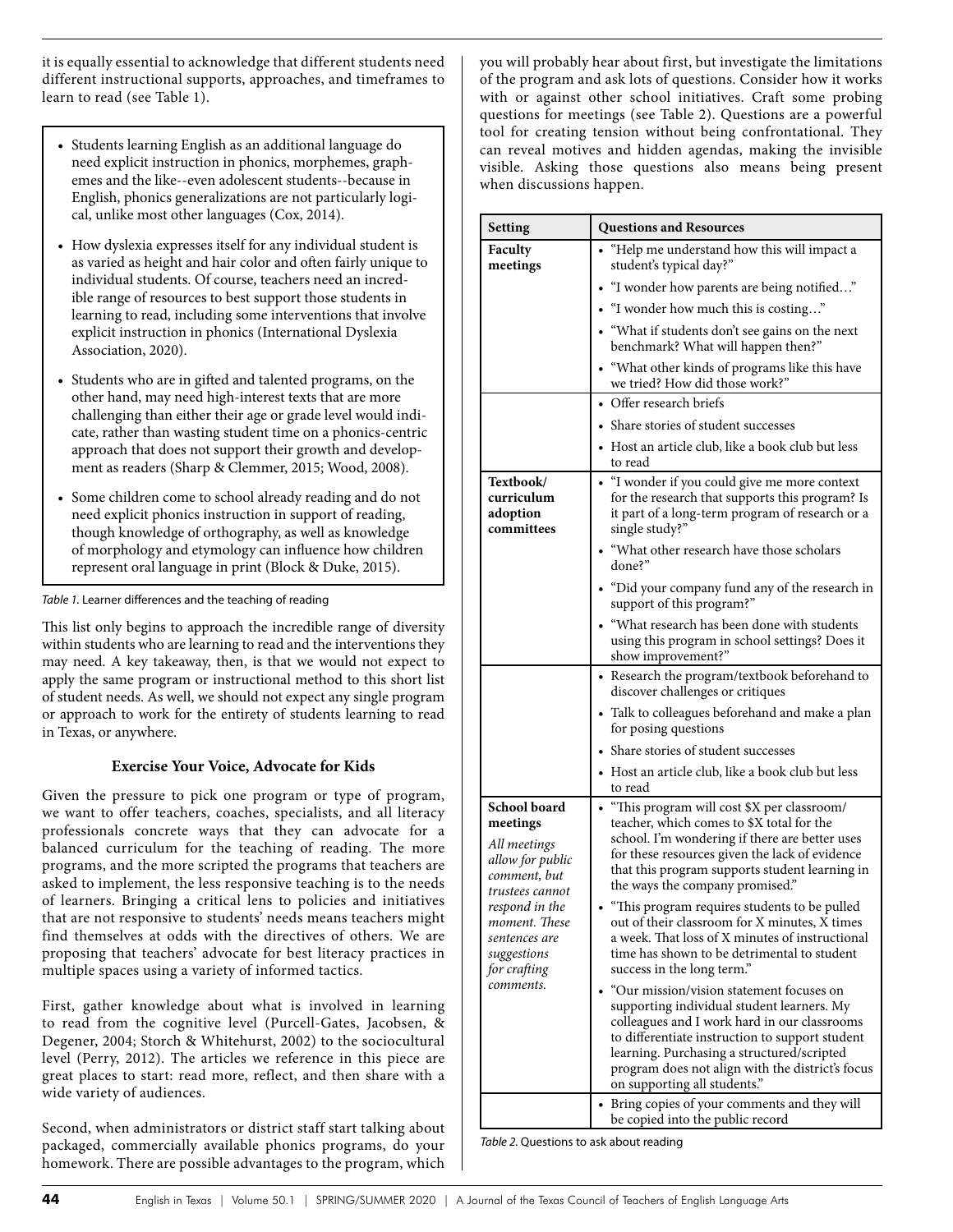it is equally essential to acknowledge that different students need different instructional supports, approaches, and timeframes to learn to read (see Table 1).

- Students learning English as an additional language do need explicit instruction in phonics, morphemes, graphemes and the like--even adolescent students--because in English, phonics generalizations are not particularly logical, unlike most other languages (Cox, 2014).
- How dyslexia expresses itself for any individual student is as varied as height and hair color and often fairly unique to individual students. Of course, teachers need an incredible range of resources to best support those students in learning to read, including some interventions that involve explicit instruction in phonics (International Dyslexia Association, 2020).
- Students who are in gifted and talented programs, on the other hand, may need high-interest texts that are more challenging than either their age or grade level would indicate, rather than wasting student time on a phonics-centric approach that does not support their growth and development as readers (Sharp & Clemmer, 2015; Wood, 2008).
- Some children come to school already reading and do not need explicit phonics instruction in support of reading, though knowledge of orthography, as well as knowledge of morphology and etymology can influence how children represent oral language in print (Block & Duke, 2015).

*Table 1.* Learner differences and the teaching of reading

This list only begins to approach the incredible range of diversity within students who are learning to read and the interventions they may need. A key takeaway, then, is that we would not expect to apply the same program or instructional method to this short list of student needs. As well, we should not expect any single program or approach to work for the entirety of students learning to read in Texas, or anywhere.

### Exercise Your Voice, Advocate for Kids

Given the pressure to pick one program or type of program, we want to offer teachers, coaches, specialists, and all literacy professionals concrete ways that they can advocate for a balanced curriculum for the teaching of reading. The more programs, and the more scripted the programs that teachers are asked to implement, the less responsive teaching is to the needs of learners. Bringing a critical lens to policies and initiatives that are not responsive to students' needs means teachers might find themselves at odds with the directives of others. We are proposing that teachers' advocate for best literacy practices in multiple spaces using a variety of informed tactics.

First, gather knowledge about what is involved in learning to read from the cognitive level (Purcell-Gates, Jacobsen, & Degener, 2004; Storch & Whitehurst, 2002) to the sociocultural level (Perry, 2012). The articles we reference in this piece are great places to start: read more, reflect, and then share with a wide variety of audiences.

Second, when administrators or district staff start talking about packaged, commercially available phonics programs, do your homework. There are possible advantages to the program, which you will probably hear about first, but investigate the limitations of the program and ask lots of questions. Consider how it works with or against other school initiatives. Craft some probing questions for meetings (see Table 2). Questions are a powerful tool for creating tension without being confrontational. They can reveal motives and hidden agendas, making the invisible visible. Asking those questions also means being present when discussions happen.

| Setting | Questions and Resources |
|---|---|
| **Faculty meetings** | • "Help me understand how this will impact a student's typical day?" |
| | • "I wonder how parents are being notified…" |
| | • "I wonder how much this is costing…" |
| | • "What if students don't see gains on the next benchmark? What will happen then?" |
| | • "What other kinds of programs like this have we tried? How did those work?" |
| | • Offer research briefs |
| | • Share stories of student successes |
| | • Host an article club, like a book club but less to read |
| **Textbook/ curriculum adoption committees** | • "I wonder if you could give me more context for the research that supports this program? Is it part of a long-term program of research or a single study?" |
| | • "What other research have those scholars done?" |
| | • "Did your company fund any of the research in support of this program?" |
| | • "What research has been done with students using this program in school settings? Does it show improvement?" |
| | • Research the program/textbook beforehand to discover challenges or critiques |
| | • Talk to colleagues beforehand and make a plan for posing questions |
| | • Share stories of student successes |
| | • Host an article club, like a book club but less to read |
| **School board meetings** *All meetings allow for public comment, but trustees cannot respond in the moment. These sentences are suggestions for crafting comments.* | • "This program will cost $X per classroom/ teacher, which comes to $X total for the school. I'm wondering if there are better uses for these resources given the lack of evidence that this program supports student learning in the ways the company promised." |
| | • "This program requires students to be pulled out of their classroom for X minutes, X times a week. That loss of X minutes of instructional time has shown to be detrimental to student success in the long term." |
| | • "Our mission/vision statement focuses on supporting individual student learners. My colleagues and I work hard in our classrooms to differentiate instruction to support student learning. Purchasing a structured/scripted program does not align with the district's focus on supporting all students." |
| | • Bring copies of your comments and they will be copied into the public record |

*Table 2.* Questions to ask about reading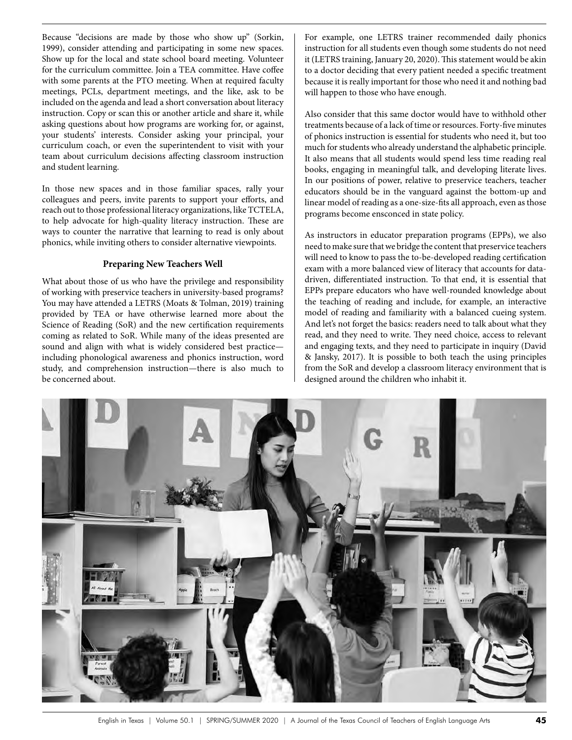Because "decisions are made by those who show up" (Sorkin, 1999), consider attending and participating in some new spaces. Show up for the local and state school board meeting. Volunteer for the curriculum committee. Join a TEA committee. Have coffee with some parents at the PTO meeting. When at required faculty meetings, PCLs, department meetings, and the like, ask to be included on the agenda and lead a short conversation about literacy instruction. Copy or scan this or another article and share it, while asking questions about how programs are working for, or against, your students' interests. Consider asking your principal, your curriculum coach, or even the superintendent to visit with your team about curriculum decisions affecting classroom instruction and student learning.

In those new spaces and in those familiar spaces, rally your colleagues and peers, invite parents to support your efforts, and reach out to those professional literacy organizations, like TCTELA, to help advocate for high-quality literacy instruction. These are ways to counter the narrative that learning to read is only about phonics, while inviting others to consider alternative viewpoints.

## Preparing New Teachers Well

What about those of us who have the privilege and responsibility of working with preservice teachers in university-based programs? You may have attended a LETRS (Moats & Tolman, 2019) training provided by TEA or have otherwise learned more about the Science of Reading (SoR) and the new certification requirements coming as related to SoR. While many of the ideas presented are sound and align with what is widely considered best practice—including phonological awareness and phonics instruction, word study, and comprehension instruction—there is also much to be concerned about.

For example, one LETRS trainer recommended daily phonics instruction for all students even though some students do not need it (LETRS training, January 20, 2020). This statement would be akin to a doctor deciding that every patient needed a specific treatment because it is really important for those who need it and nothing bad will happen to those who have enough.

Also consider that this same doctor would have to withhold other treatments because of a lack of time or resources. Forty-five minutes of phonics instruction is essential for students who need it, but too much for students who already understand the alphabetic principle. It also means that all students would spend less time reading real books, engaging in meaningful talk, and developing literate lives. In our positions of power, relative to preservice teachers, teacher educators should be in the vanguard against the bottom-up and linear model of reading as a one-size-fits all approach, even as those programs become ensconced in state policy.

As instructors in educator preparation programs (EPPs), we also need to make sure that we bridge the content that preservice teachers will need to know to pass the to-be-developed reading certification exam with a more balanced view of literacy that accounts for data-driven, differentiated instruction. To that end, it is essential that EPPs prepare educators who have well-rounded knowledge about the teaching of reading and include, for example, an interactive model of reading and familiarity with a balanced cueing system. And let's not forget the basics: readers need to talk about what they read, and they need to write. They need choice, access to relevant and engaging texts, and they need to participate in inquiry (David & Jansky, 2017). It is possible to both teach the using principles from the SoR and develop a classroom literacy environment that is designed around the children who inhabit it.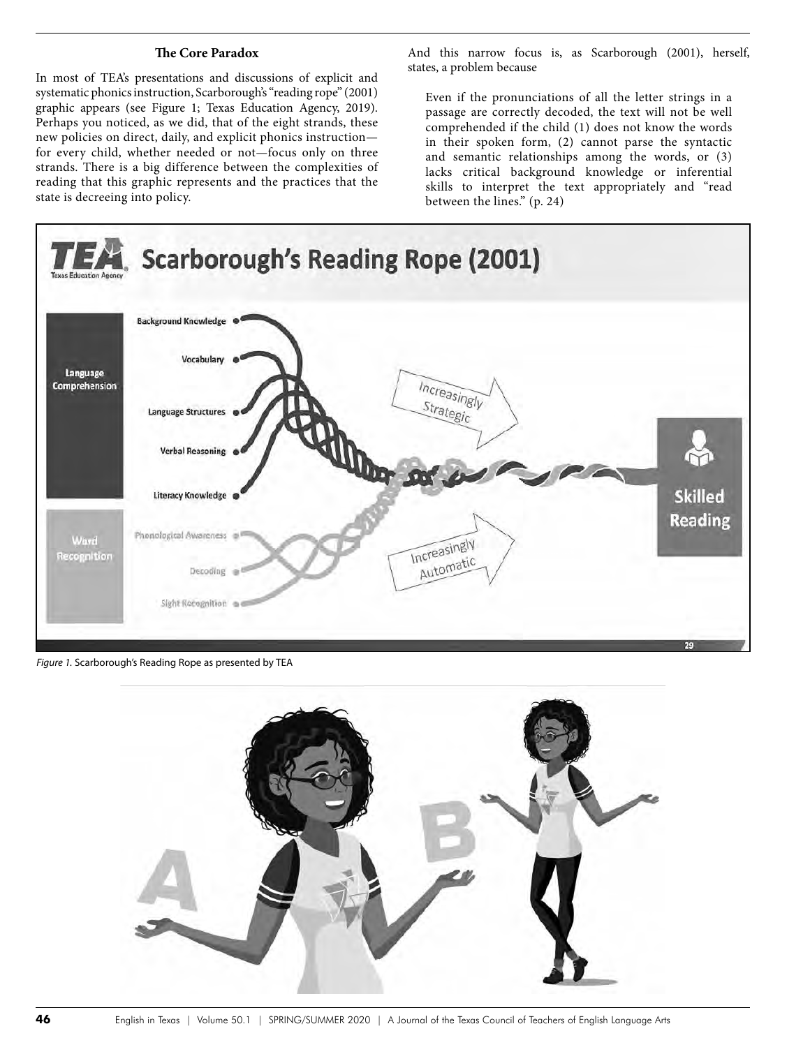### The Core Paradox

In most of TEA's presentations and discussions of explicit and systematic phonics instruction, Scarborough's "reading rope" (2001) graphic appears (see Figure 1; Texas Education Agency, 2019). Perhaps you noticed, as we did, that of the eight strands, these new policies on direct, daily, and explicit phonics instruction—for every child, whether needed or not—focus only on three strands. There is a big difference between the complexities of reading that this graphic represents and the practices that the state is decreeing into policy.

And this narrow focus is, as Scarborough (2001), herself, states, a problem because

> Even if the pronunciations of all the letter strings in a passage are correctly decoded, the text will not be well comprehended if the child (1) does not know the words in their spoken form, (2) cannot parse the syntactic and semantic relationships among the words, or (3) lacks critical background knowledge or inferential skills to interpret the text appropriately and "read between the lines." (p. 24)

*Figure 1.* Scarborough's Reading Rope as presented by TEA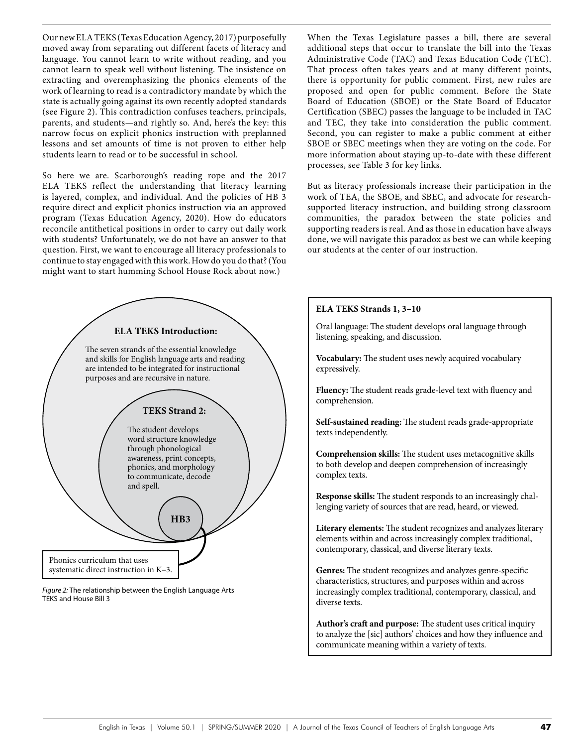Our new ELA TEKS (Texas Education Agency, 2017) purposefully moved away from separating out different facets of literacy and language. You cannot learn to write without reading, and you cannot learn to speak well without listening. The insistence on extracting and overemphasizing the phonics elements of the work of learning to read is a contradictory mandate by which the state is actually going against its own recently adopted standards (see Figure 2). This contradiction confuses teachers, principals, parents, and students—and rightly so. And, here's the key: this narrow focus on explicit phonics instruction with preplanned lessons and set amounts of time is not proven to either help students learn to read or to be successful in school.

So here we are. Scarborough's reading rope and the 2017 ELA TEKS reflect the understanding that literacy learning is layered, complex, and individual. And the policies of HB 3 require direct and explicit phonics instruction via an approved program (Texas Education Agency, 2020). How do educators reconcile antithetical positions in order to carry out daily work with students? Unfortunately, we do not have an answer to that question. First, we want to encourage all literacy professionals to continue to stay engaged with this work. How do you do that? (You might want to start humming School House Rock about now.)

When the Texas Legislature passes a bill, there are several additional steps that occur to translate the bill into the Texas Administrative Code (TAC) and Texas Education Code (TEC). That process often takes years and at many different points, there is opportunity for public comment. First, new rules are proposed and open for public comment. Before the State Board of Education (SBOE) or the State Board of Educator Certification (SBEC) passes the language to be included in TAC and TEC, they take into consideration the public comment. Second, you can register to make a public comment at either SBOE or SBEC meetings when they are voting on the code. For more information about staying up-to-date with these different processes, see Table 3 for key links.

But as literacy professionals increase their participation in the work of TEA, the SBOE, and SBEC, and advocate for research-supported literacy instruction, and building strong classroom communities, the paradox between the state policies and supporting readers is real. And as those in education have always done, we will navigate this paradox as best we can while keeping our students at the center of our instruction.

**ELA TEKS Introduction:**

The seven strands of the essential knowledge and skills for English language arts and reading are intended to be integrated for instructional purposes and are recursive in nature.

**TEKS Strand 2:**

The student develops word structure knowledge through phonological awareness, print concepts, phonics, and morphology to communicate, decode and spell.

**HB3**

Phonics curriculum that uses systematic direct instruction in K–3.

*Figure 2:* The relationship between the English Language Arts TEKS and House Bill 3

**ELA TEKS Strands 1, 3–10**

Oral language: The student develops oral language through listening, speaking, and discussion.

**Vocabulary:** The student uses newly acquired vocabulary expressively.

**Fluency:** The student reads grade-level text with fluency and comprehension.

**Self-sustained reading:** The student reads grade-appropriate texts independently.

**Comprehension skills:** The student uses metacognitive skills to both develop and deepen comprehension of increasingly complex texts.

**Response skills:** The student responds to an increasingly challenging variety of sources that are read, heard, or viewed.

**Literary elements:** The student recognizes and analyzes literary elements within and across increasingly complex traditional, contemporary, classical, and diverse literary texts.

**Genres:** The student recognizes and analyzes genre-specific characteristics, structures, and purposes within and across increasingly complex traditional, contemporary, classical, and diverse texts.

**Author's craft and purpose:** The student uses critical inquiry to analyze the [sic] authors' choices and how they influence and communicate meaning within a variety of texts.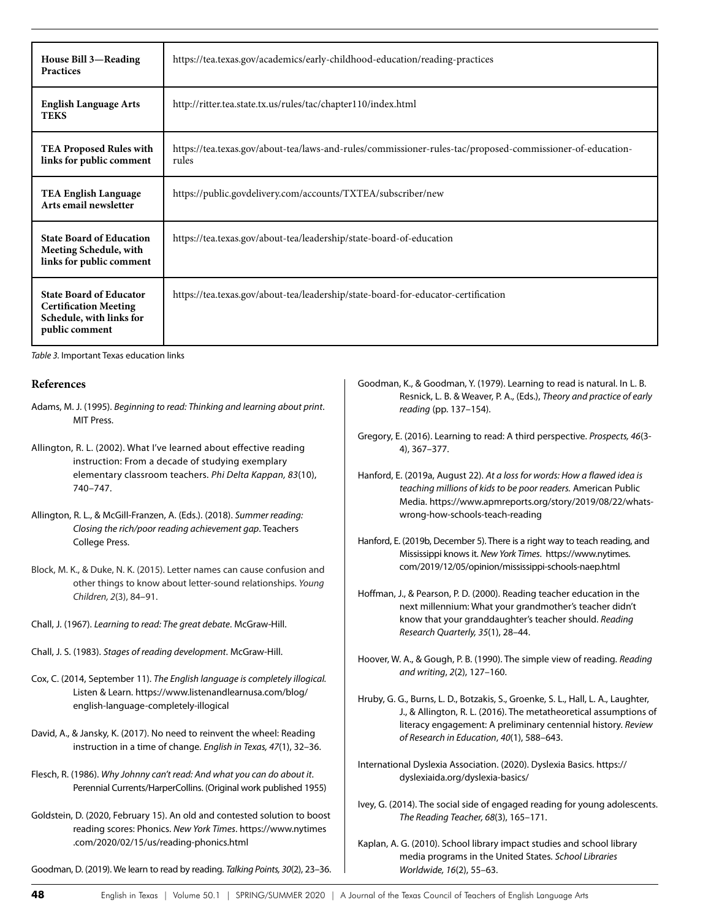| | |
|---|---|
| **House Bill 3—Reading Practices** | https://tea.texas.gov/academics/early-childhood-education/reading-practices |
| **English Language Arts TEKS** | http://ritter.tea.state.tx.us/rules/tac/chapter110/index.html |
| **TEA Proposed Rules with links for public comment** | https://tea.texas.gov/about-tea/laws-and-rules/commissioner-rules-tac/proposed-commissioner-of-education-rules |
| **TEA English Language Arts email newsletter** | https://public.govdelivery.com/accounts/TXTEA/subscriber/new |
| **State Board of Education Meeting Schedule, with links for public comment** | https://tea.texas.gov/about-tea/leadership/state-board-of-education |
| **State Board of Educator Certification Meeting Schedule, with links for public comment** | https://tea.texas.gov/about-tea/leadership/state-board-for-educator-certification |

*Table 3.* Important Texas education links

## References

Adams, M. J. (1995). *Beginning to read: Thinking and learning about print*. MIT Press.

Allington, R. L. (2002). What I've learned about effective reading instruction: From a decade of studying exemplary elementary classroom teachers. *Phi Delta Kappan, 83*(10), 740–747.

Allington, R. L., & McGill-Franzen, A. (Eds.). (2018). *Summer reading: Closing the rich/poor reading achievement gap*. Teachers College Press.

Block, M. K., & Duke, N. K. (2015). Letter names can cause confusion and other things to know about letter-sound relationships. *Young Children, 2*(3), 84–91.

Chall, J. (1967). *Learning to read: The great debate*. McGraw-Hill.

Chall, J. S. (1983). *Stages of reading development*. McGraw-Hill.

Cox, C. (2014, September 11). *The English language is completely illogical.* Listen & Learn. https://www.listenandlearnusa.com/blog/english-language-completely-illogical

David, A., & Jansky, K. (2017). No need to reinvent the wheel: Reading instruction in a time of change. *English in Texas, 47*(1), 32–36.

Flesch, R. (1986). *Why Johnny can't read: And what you can do about it*. Perennial Currents/HarperCollins. (Original work published 1955)

Goldstein, D. (2020, February 15). An old and contested solution to boost reading scores: Phonics. *New York Times*. https://www.nytimes.com/2020/02/15/us/reading-phonics.html

Goodman, D. (2019). We learn to read by reading. *Talking Points, 30*(2), 23–36.

Goodman, K., & Goodman, Y. (1979). Learning to read is natural. In L. B. Resnick, L. B. & Weaver, P. A., (Eds.), *Theory and practice of early reading* (pp. 137–154).

Gregory, E. (2016). Learning to read: A third perspective. *Prospects, 46*(3-4), 367–377.

Hanford, E. (2019a, August 22). *At a loss for words: How a flawed idea is teaching millions of kids to be poor readers.* American Public Media. https://www.apmreports.org/story/2019/08/22/whats-wrong-how-schools-teach-reading

Hanford, E. (2019b, December 5). There is a right way to teach reading, and Mississippi knows it. *New York Times*. https://www.nytimes.com/2019/12/05/opinion/mississippi-schools-naep.html

Hoffman, J., & Pearson, P. D. (2000). Reading teacher education in the next millennium: What your grandmother's teacher didn't know that your granddaughter's teacher should. *Reading Research Quarterly, 35*(1), 28–44.

Hoover, W. A., & Gough, P. B. (1990). The simple view of reading. *Reading and writing*, *2*(2), 127–160.

Hruby, G. G., Burns, L. D., Botzakis, S., Groenke, S. L., Hall, L. A., Laughter, J., & Allington, R. L. (2016). The metatheoretical assumptions of literacy engagement: A preliminary centennial history. *Review of Research in Education*, *40*(1), 588–643.

International Dyslexia Association. (2020). Dyslexia Basics. https://dyslexiaida.org/dyslexia-basics/

Ivey, G. (2014). The social side of engaged reading for young adolescents. *The Reading Teacher, 68*(3), 165–171.

Kaplan, A. G. (2010). School library impact studies and school library media programs in the United States. *School Libraries Worldwide, 16*(2), 55–63.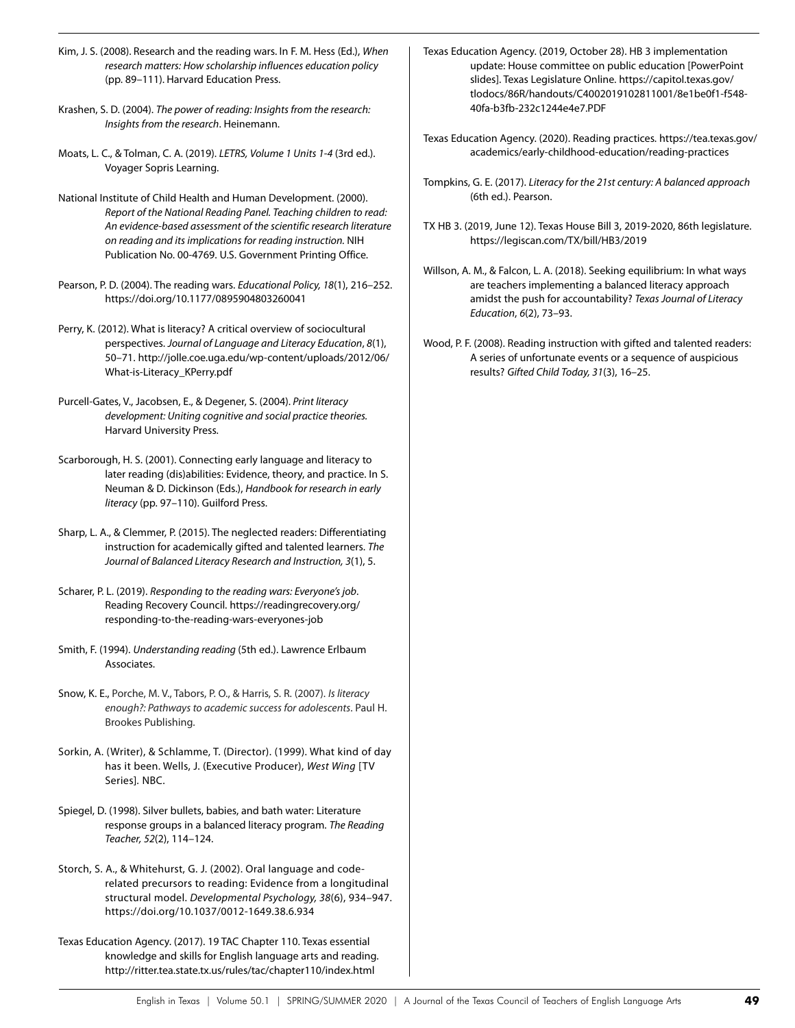Kim, J. S. (2008). Research and the reading wars. In F. M. Hess (Ed.), *When research matters: How scholarship influences education policy* (pp. 89–111). Harvard Education Press.

Krashen, S. D. (2004). *The power of reading: Insights from the research: Insights from the research*. Heinemann.

Moats, L. C., & Tolman, C. A. (2019). *LETRS, Volume 1 Units 1-4* (3rd ed.). Voyager Sopris Learning.

National Institute of Child Health and Human Development. (2000). *Report of the National Reading Panel. Teaching children to read: An evidence-based assessment of the scientific research literature on reading and its implications for reading instruction.* NIH Publication No. 00-4769. U.S. Government Printing Office.

Pearson, P. D. (2004). The reading wars. *Educational Policy, 18*(1), 216–252. https://doi.org/10.1177/0895904803260041

Perry, K. (2012). What is literacy? A critical overview of sociocultural perspectives. *Journal of Language and Literacy Education*, *8*(1), 50–71. http://jolle.coe.uga.edu/wp-content/uploads/2012/06/What-is-Literacy_KPerry.pdf

Purcell-Gates, V., Jacobsen, E., & Degener, S. (2004). *Print literacy development: Uniting cognitive and social practice theories.* Harvard University Press.

Scarborough, H. S. (2001). Connecting early language and literacy to later reading (dis)abilities: Evidence, theory, and practice. In S. Neuman & D. Dickinson (Eds.), *Handbook for research in early literacy* (pp. 97–110). Guilford Press.

Sharp, L. A., & Clemmer, P. (2015). The neglected readers: Differentiating instruction for academically gifted and talented learners. *The Journal of Balanced Literacy Research and Instruction, 3*(1), 5.

Scharer, P. L. (2019). *Responding to the reading wars: Everyone's job*. Reading Recovery Council. https://readingrecovery.org/responding-to-the-reading-wars-everyones-job

Smith, F. (1994). *Understanding reading* (5th ed.). Lawrence Erlbaum Associates.

Snow, K. E., Porche, M. V., Tabors, P. O., & Harris, S. R. (2007). *Is literacy enough?: Pathways to academic success for adolescents*. Paul H. Brookes Publishing.

Sorkin, A. (Writer), & Schlamme, T. (Director). (1999). What kind of day has it been. Wells, J. (Executive Producer), *West Wing* [TV Series]. NBC.

Spiegel, D. (1998). Silver bullets, babies, and bath water: Literature response groups in a balanced literacy program. *The Reading Teacher, 52*(2), 114–124.

Storch, S. A., & Whitehurst, G. J. (2002). Oral language and code-related precursors to reading: Evidence from a longitudinal structural model. *Developmental Psychology, 38*(6), 934–947. https://doi.org/10.1037/0012-1649.38.6.934

Texas Education Agency. (2017). 19 TAC Chapter 110. Texas essential knowledge and skills for English language arts and reading. http://ritter.tea.state.tx.us/rules/tac/chapter110/index.html

Texas Education Agency. (2019, October 28). HB 3 implementation update: House committee on public education [PowerPoint slides]. Texas Legislature Online. https://capitol.texas.gov/tlodocs/86R/handouts/C4002019102811001/8e1be0f1-f548-40fa-b3fb-232c1244e4e7.PDF

Texas Education Agency. (2020). Reading practices. https://tea.texas.gov/academics/early-childhood-education/reading-practices

Tompkins, G. E. (2017). *Literacy for the 21st century: A balanced approach* (6th ed.). Pearson.

TX HB 3. (2019, June 12). Texas House Bill 3, 2019-2020, 86th legislature. https://legiscan.com/TX/bill/HB3/2019

Willson, A. M., & Falcon, L. A. (2018). Seeking equilibrium: In what ways are teachers implementing a balanced literacy approach amidst the push for accountability? *Texas Journal of Literacy Education*, *6*(2), 73–93.

Wood, P. F. (2008). Reading instruction with gifted and talented readers: A series of unfortunate events or a sequence of auspicious results? *Gifted Child Today, 31*(3), 16–25.